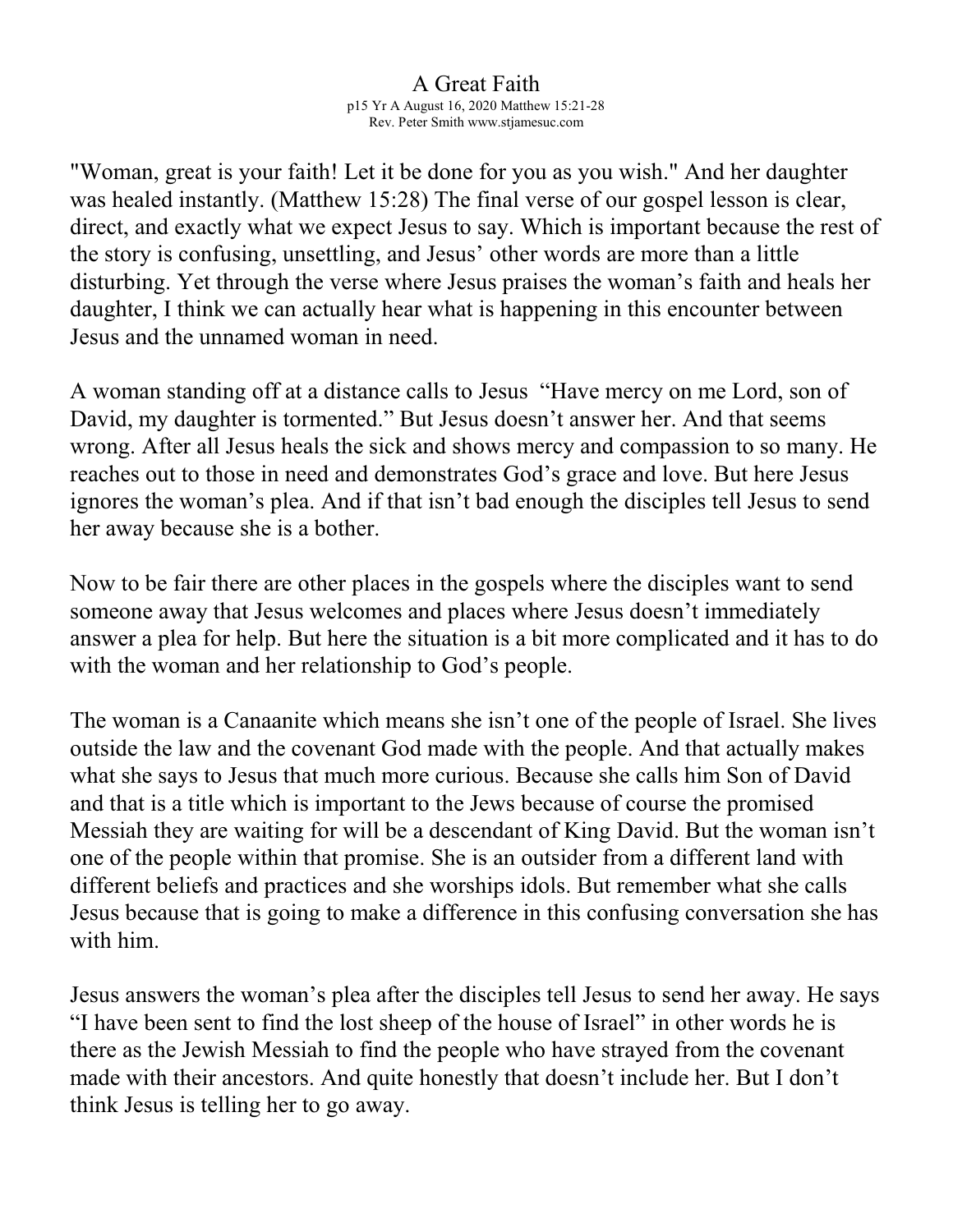# A Great Faith

p15 Yr A August 16, 2020 Matthew 15:21-28
Rev. Peter Smith www.stjamesuc.com

"Woman, great is your faith! Let it be done for you as you wish." And her daughter was healed instantly. (Matthew 15:28) The final verse of our gospel lesson is clear, direct, and exactly what we expect Jesus to say. Which is important because the rest of the story is confusing, unsettling, and Jesus' other words are more than a little disturbing. Yet through the verse where Jesus praises the woman's faith and heals her daughter, I think we can actually hear what is happening in this encounter between Jesus and the unnamed woman in need.

A woman standing off at a distance calls to Jesus "Have mercy on me Lord, son of David, my daughter is tormented." But Jesus doesn't answer her. And that seems wrong. After all Jesus heals the sick and shows mercy and compassion to so many. He reaches out to those in need and demonstrates God's grace and love. But here Jesus ignores the woman's plea. And if that isn't bad enough the disciples tell Jesus to send her away because she is a bother.

Now to be fair there are other places in the gospels where the disciples want to send someone away that Jesus welcomes and places where Jesus doesn't immediately answer a plea for help. But here the situation is a bit more complicated and it has to do with the woman and her relationship to God's people.

The woman is a Canaanite which means she isn't one of the people of Israel. She lives outside the law and the covenant God made with the people. And that actually makes what she says to Jesus that much more curious. Because she calls him Son of David and that is a title which is important to the Jews because of course the promised Messiah they are waiting for will be a descendant of King David. But the woman isn't one of the people within that promise. She is an outsider from a different land with different beliefs and practices and she worships idols. But remember what she calls Jesus because that is going to make a difference in this confusing conversation she has with him.

Jesus answers the woman's plea after the disciples tell Jesus to send her away. He says "I have been sent to find the lost sheep of the house of Israel" in other words he is there as the Jewish Messiah to find the people who have strayed from the covenant made with their ancestors. And quite honestly that doesn't include her. But I don't think Jesus is telling her to go away.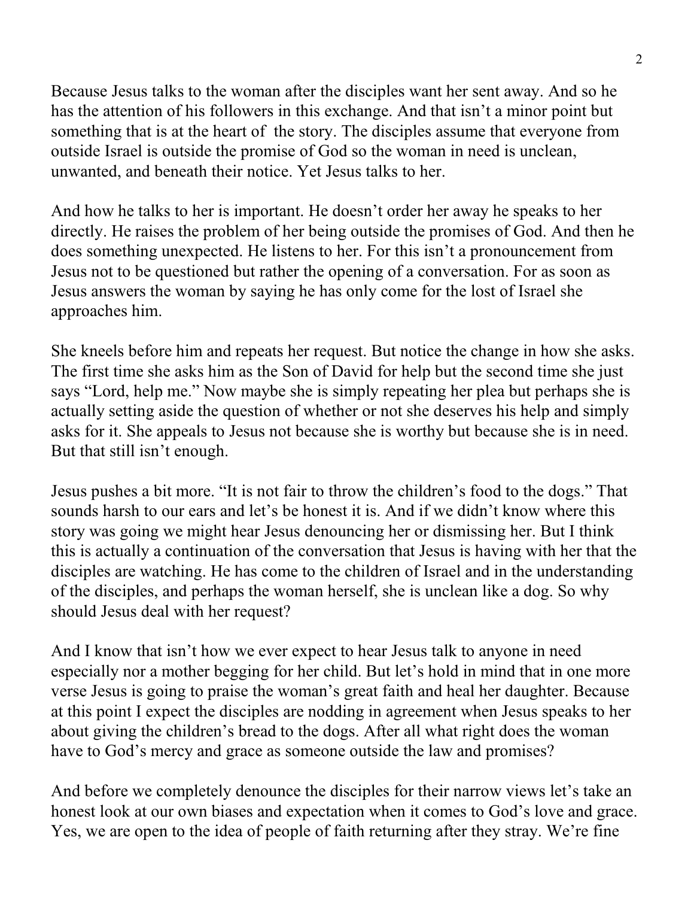Because Jesus talks to the woman after the disciples want her sent away. And so he has the attention of his followers in this exchange. And that isn't a minor point but something that is at the heart of  the story. The disciples assume that everyone from outside Israel is outside the promise of God so the woman in need is unclean, unwanted, and beneath their notice. Yet Jesus talks to her.

And how he talks to her is important. He doesn't order her away he speaks to her directly. He raises the problem of her being outside the promises of God. And then he does something unexpected. He listens to her. For this isn't a pronouncement from Jesus not to be questioned but rather the opening of a conversation. For as soon as Jesus answers the woman by saying he has only come for the lost of Israel she approaches him.

She kneels before him and repeats her request. But notice the change in how she asks. The first time she asks him as the Son of David for help but the second time she just says "Lord, help me." Now maybe she is simply repeating her plea but perhaps she is actually setting aside the question of whether or not she deserves his help and simply asks for it. She appeals to Jesus not because she is worthy but because she is in need. But that still isn't enough.

Jesus pushes a bit more. "It is not fair to throw the children's food to the dogs." That sounds harsh to our ears and let's be honest it is. And if we didn't know where this story was going we might hear Jesus denouncing her or dismissing her. But I think this is actually a continuation of the conversation that Jesus is having with her that the disciples are watching. He has come to the children of Israel and in the understanding of the disciples, and perhaps the woman herself, she is unclean like a dog. So why should Jesus deal with her request?

And I know that isn't how we ever expect to hear Jesus talk to anyone in need especially nor a mother begging for her child. But let's hold in mind that in one more verse Jesus is going to praise the woman's great faith and heal her daughter. Because at this point I expect the disciples are nodding in agreement when Jesus speaks to her about giving the children's bread to the dogs. After all what right does the woman have to God's mercy and grace as someone outside the law and promises?

And before we completely denounce the disciples for their narrow views let's take an honest look at our own biases and expectation when it comes to God's love and grace. Yes, we are open to the idea of people of faith returning after they stray. We're fine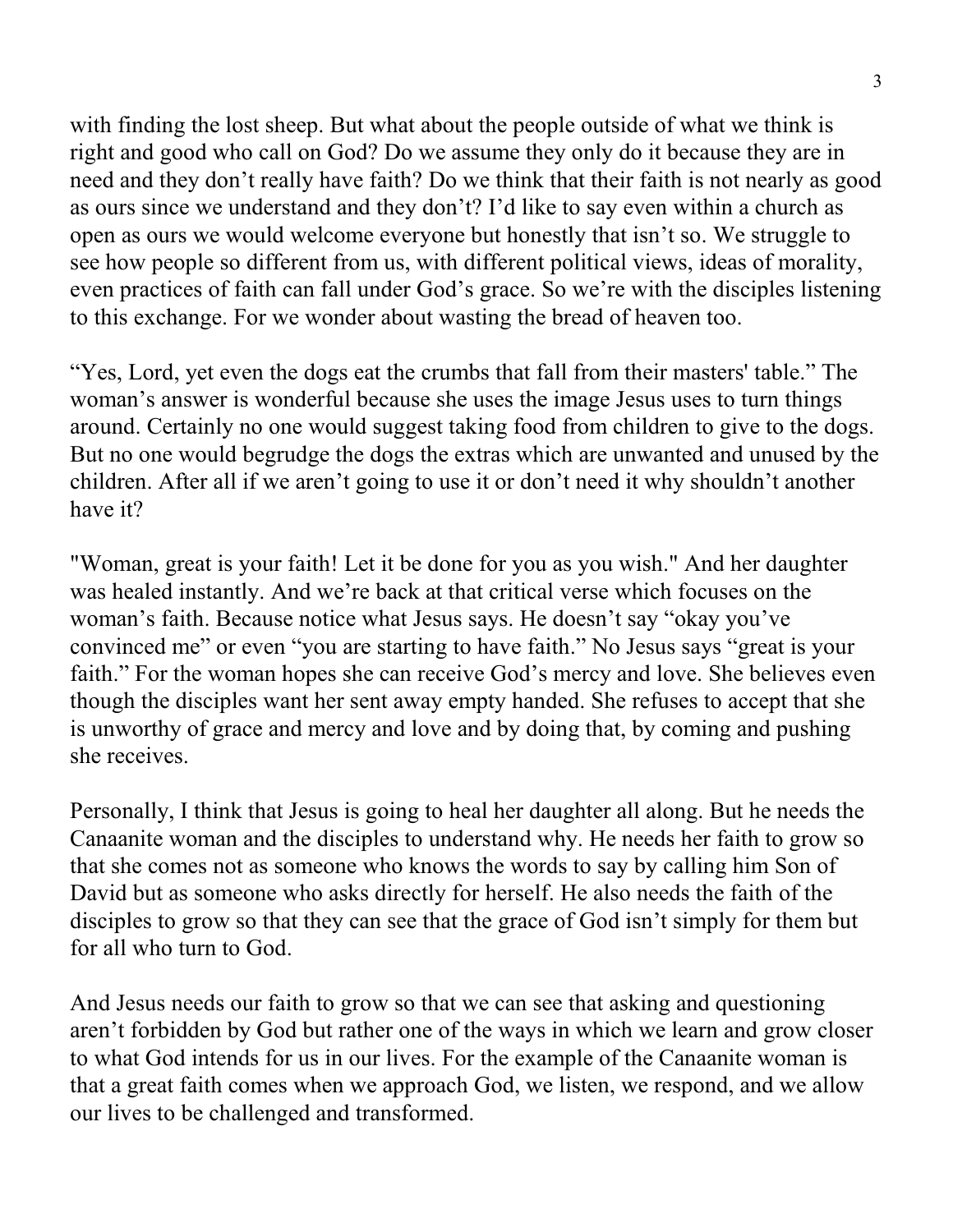with finding the lost sheep. But what about the people outside of what we think is right and good who call on God? Do we assume they only do it because they are in need and they don't really have faith? Do we think that their faith is not nearly as good as ours since we understand and they don't? I'd like to say even within a church as open as ours we would welcome everyone but honestly that isn't so. We struggle to see how people so different from us, with different political views, ideas of morality, even practices of faith can fall under God's grace. So we're with the disciples listening to this exchange. For we wonder about wasting the bread of heaven too.

"Yes, Lord, yet even the dogs eat the crumbs that fall from their masters' table." The woman's answer is wonderful because she uses the image Jesus uses to turn things around. Certainly no one would suggest taking food from children to give to the dogs. But no one would begrudge the dogs the extras which are unwanted and unused by the children. After all if we aren't going to use it or don't need it why shouldn't another have it?

"Woman, great is your faith! Let it be done for you as you wish." And her daughter was healed instantly. And we're back at that critical verse which focuses on the woman's faith. Because notice what Jesus says. He doesn't say "okay you've convinced me" or even "you are starting to have faith." No Jesus says "great is your faith." For the woman hopes she can receive God's mercy and love. She believes even though the disciples want her sent away empty handed. She refuses to accept that she is unworthy of grace and mercy and love and by doing that, by coming and pushing she receives.

Personally, I think that Jesus is going to heal her daughter all along. But he needs the Canaanite woman and the disciples to understand why. He needs her faith to grow so that she comes not as someone who knows the words to say by calling him Son of David but as someone who asks directly for herself. He also needs the faith of the disciples to grow so that they can see that the grace of God isn't simply for them but for all who turn to God.

And Jesus needs our faith to grow so that we can see that asking and questioning aren't forbidden by God but rather one of the ways in which we learn and grow closer to what God intends for us in our lives. For the example of the Canaanite woman is that a great faith comes when we approach God, we listen, we respond, and we allow our lives to be challenged and transformed.